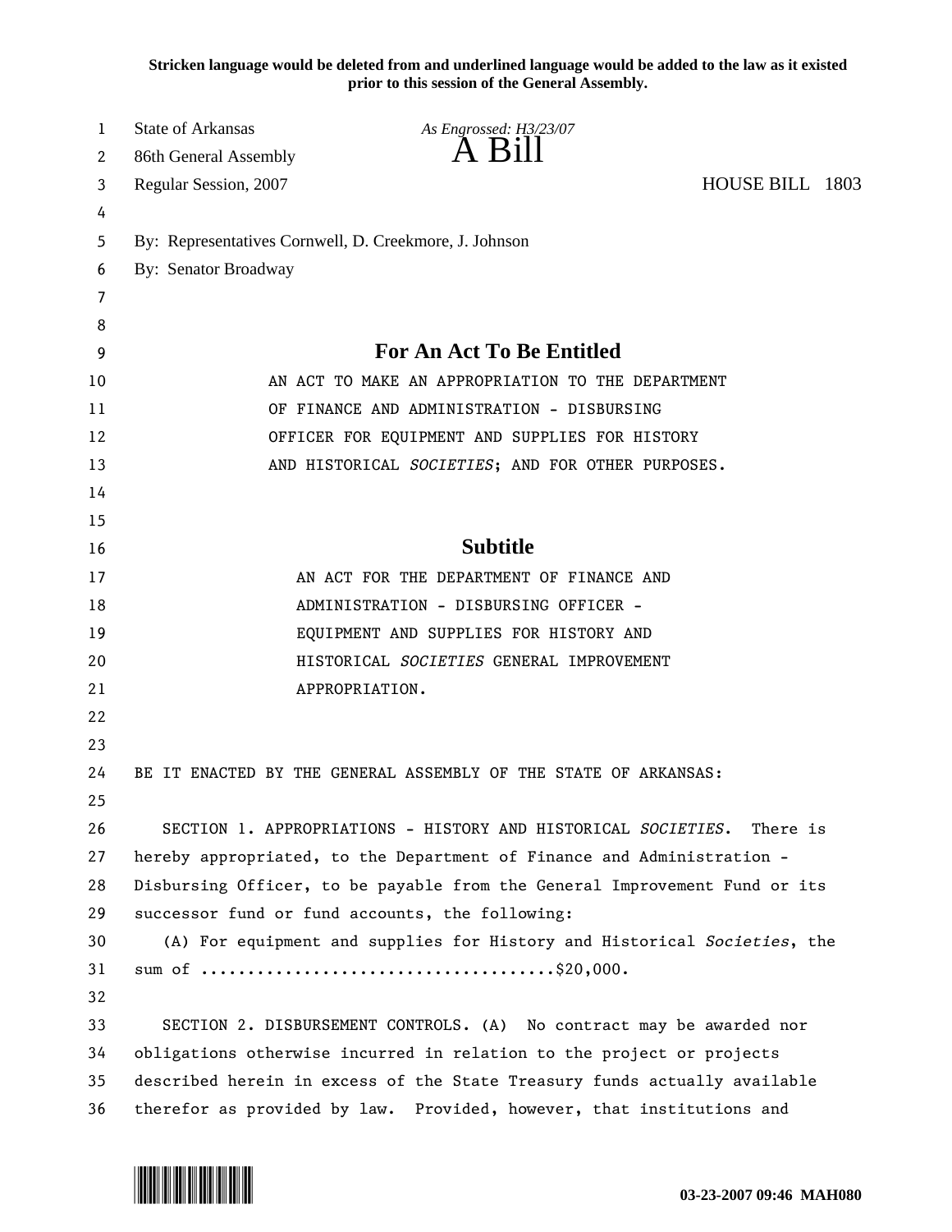**Stricken language would be deleted from and underlined language would be added to the law as it existed prior to this session of the General Assembly.**

State of Arkansas *As Engrossed: H3/23/07*
86th General Assembly
# A Bill
Regular Session, 2007 HOUSE BILL 1803

By: Representatives Cornwell, D. Creekmore, J. Johnson
By: Senator Broadway

## For An Act To Be Entitled

AN ACT TO MAKE AN APPROPRIATION TO THE DEPARTMENT OF FINANCE AND ADMINISTRATION - DISBURSING OFFICER FOR EQUIPMENT AND SUPPLIES FOR HISTORY AND HISTORICAL *SOCIETIES*; AND FOR OTHER PURPOSES.

## Subtitle

AN ACT FOR THE DEPARTMENT OF FINANCE AND ADMINISTRATION - DISBURSING OFFICER - EQUIPMENT AND SUPPLIES FOR HISTORY AND HISTORICAL *SOCIETIES* GENERAL IMPROVEMENT APPROPRIATION.

BE IT ENACTED BY THE GENERAL ASSEMBLY OF THE STATE OF ARKANSAS:

SECTION 1. APPROPRIATIONS - HISTORY AND HISTORICAL *SOCIETIES*. There is hereby appropriated, to the Department of Finance and Administration - Disbursing Officer, to be payable from the General Improvement Fund or its successor fund or fund accounts, the following:

(A) For equipment and supplies for History and Historical *Societies*, the sum of ....................................$20,000.

SECTION 2. DISBURSEMENT CONTROLS. (A) No contract may be awarded nor obligations otherwise incurred in relation to the project or projects described herein in excess of the State Treasury funds actually available therefor as provided by law. Provided, however, that institutions and

03-23-2007 09:46 MAH080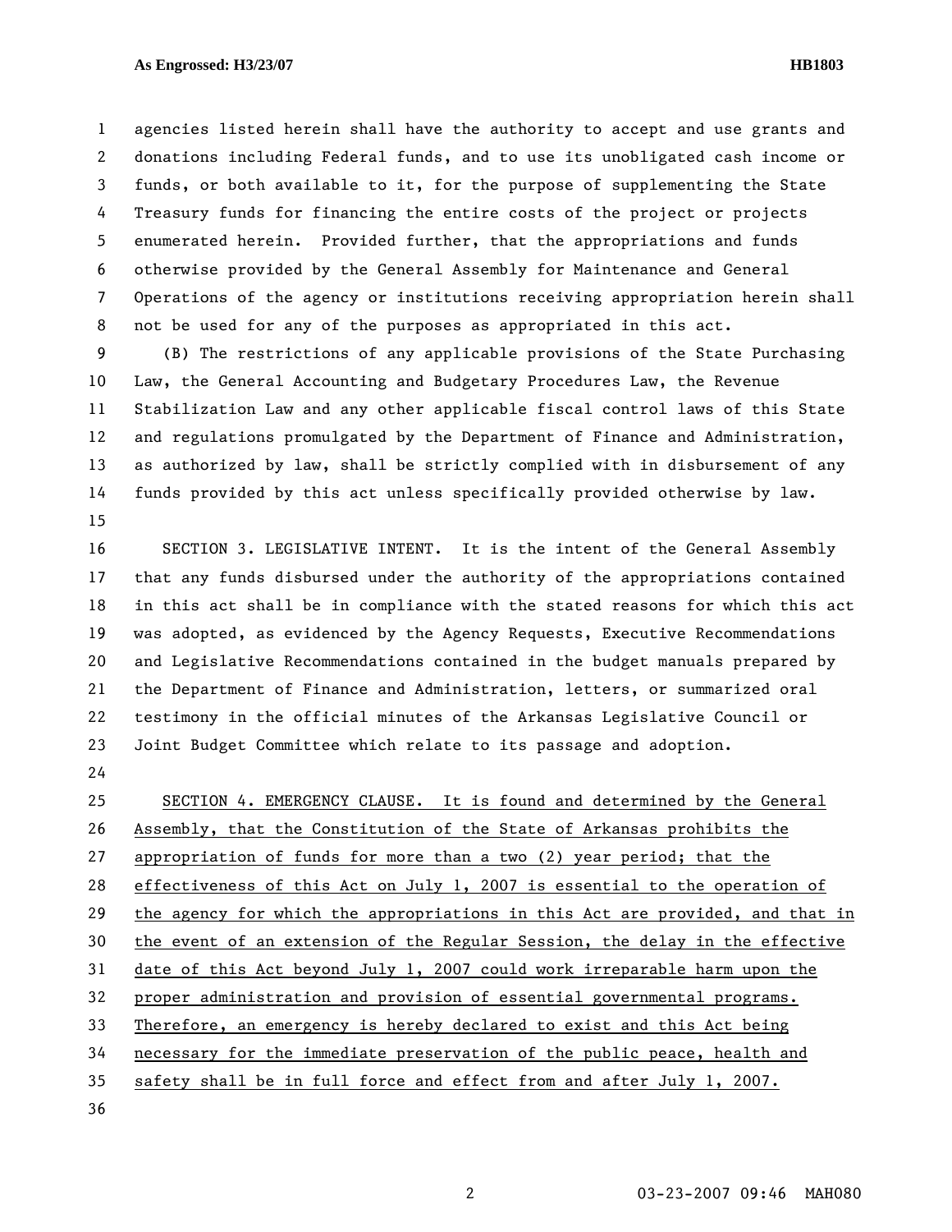agencies listed herein shall have the authority to accept and use grants and donations including Federal funds, and to use its unobligated cash income or funds, or both available to it, for the purpose of supplementing the State Treasury funds for financing the entire costs of the project or projects enumerated herein. Provided further, that the appropriations and funds otherwise provided by the General Assembly for Maintenance and General Operations of the agency or institutions receiving appropriation herein shall not be used for any of the purposes as appropriated in this act.

(B) The restrictions of any applicable provisions of the State Purchasing Law, the General Accounting and Budgetary Procedures Law, the Revenue Stabilization Law and any other applicable fiscal control laws of this State and regulations promulgated by the Department of Finance and Administration, as authorized by law, shall be strictly complied with in disbursement of any funds provided by this act unless specifically provided otherwise by law.

SECTION 3. LEGISLATIVE INTENT. It is the intent of the General Assembly that any funds disbursed under the authority of the appropriations contained in this act shall be in compliance with the stated reasons for which this act was adopted, as evidenced by the Agency Requests, Executive Recommendations and Legislative Recommendations contained in the budget manuals prepared by the Department of Finance and Administration, letters, or summarized oral testimony in the official minutes of the Arkansas Legislative Council or Joint Budget Committee which relate to its passage and adoption.

SECTION 4. EMERGENCY CLAUSE. It is found and determined by the General Assembly, that the Constitution of the State of Arkansas prohibits the appropriation of funds for more than a two (2) year period; that the effectiveness of this Act on July 1, 2007 is essential to the operation of the agency for which the appropriations in this Act are provided, and that in the event of an extension of the Regular Session, the delay in the effective date of this Act beyond July 1, 2007 could work irreparable harm upon the proper administration and provision of essential governmental programs. Therefore, an emergency is hereby declared to exist and this Act being necessary for the immediate preservation of the public peace, health and safety shall be in full force and effect from and after July 1, 2007.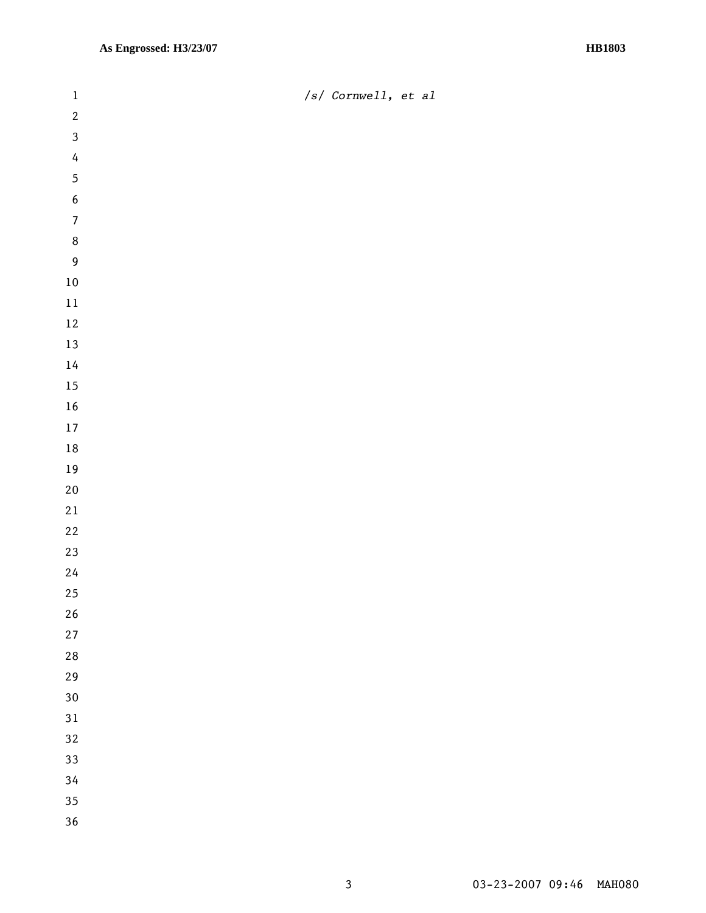*/s/ Cornwell, et al*